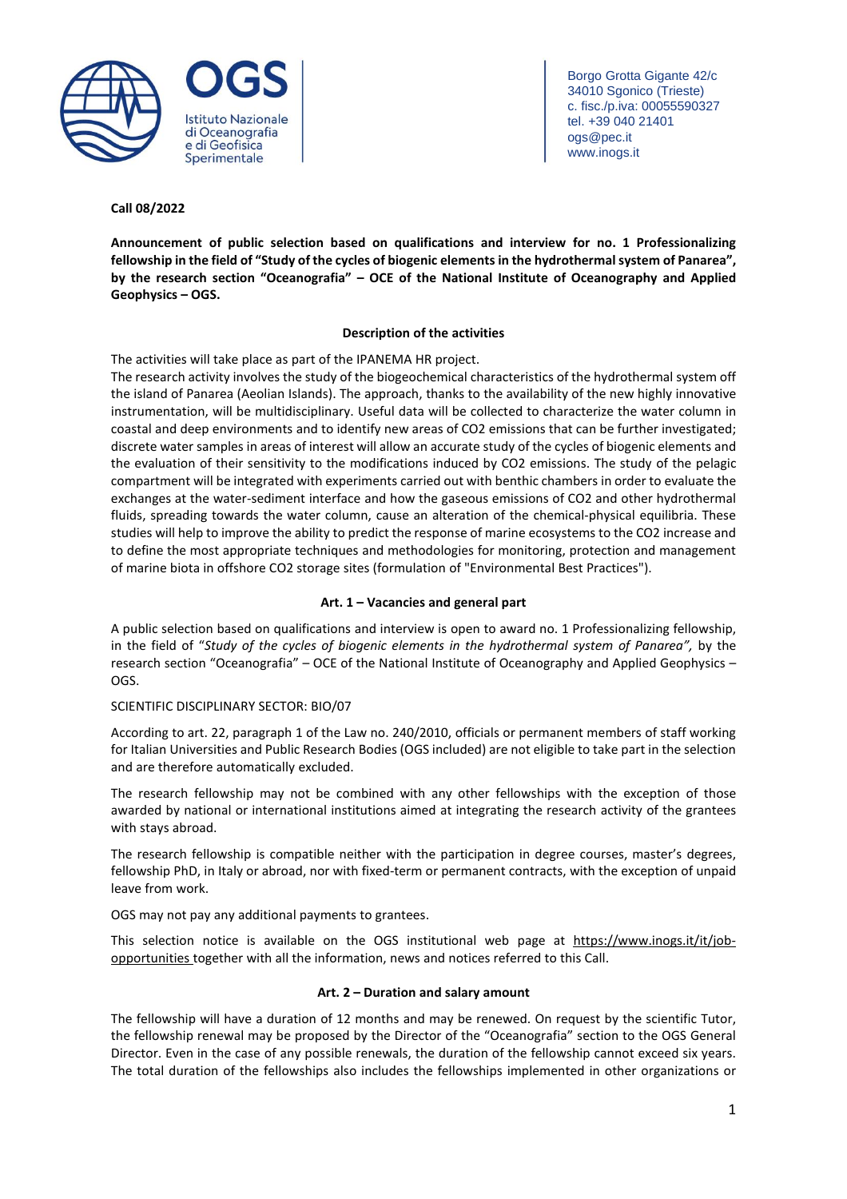Borgo Grotta Gigante 42/c
34010 Sgonico (Trieste)
c. fisc./p.iva: 00055590327
tel. +39 040 21401
ogs@pec.it
www.inogs.it

**Call 08/2022**

**Announcement of public selection based on qualifications and interview for no. 1 Professionalizing fellowship in the field of "Study of the cycles of biogenic elements in the hydrothermal system of Panarea", by the research section "Oceanografia" – OCE of the National Institute of Oceanography and Applied Geophysics – OGS.**

## Description of the activities

The activities will take place as part of the IPANEMA HR project.

The research activity involves the study of the biogeochemical characteristics of the hydrothermal system off the island of Panarea (Aeolian Islands). The approach, thanks to the availability of the new highly innovative instrumentation, will be multidisciplinary. Useful data will be collected to characterize the water column in coastal and deep environments and to identify new areas of $CO_2$ emissions that can be further investigated; discrete water samples in areas of interest will allow an accurate study of the cycles of biogenic elements and the evaluation of their sensitivity to the modifications induced by $CO_2$ emissions. The study of the pelagic compartment will be integrated with experiments carried out with benthic chambers in order to evaluate the exchanges at the water-sediment interface and how the gaseous emissions of $CO_2$ and other hydrothermal fluids, spreading towards the water column, cause an alteration of the chemical-physical equilibria. These studies will help to improve the ability to predict the response of marine ecosystems to the $CO_2$ increase and to define the most appropriate techniques and methodologies for monitoring, protection and management of marine biota in offshore $CO_2$ storage sites (formulation of "Environmental Best Practices").

## Art. 1 – Vacancies and general part

A public selection based on qualifications and interview is open to award no. 1 Professionalizing fellowship, in the field of "*Study of the cycles of biogenic elements in the hydrothermal system of Panarea",* by the research section "Oceanografia" – OCE of the National Institute of Oceanography and Applied Geophysics – OGS.

SCIENTIFIC DISCIPLINARY SECTOR: BIO/07

According to art. 22, paragraph 1 of the Law no. 240/2010, officials or permanent members of staff working for Italian Universities and Public Research Bodies (OGS included) are not eligible to take part in the selection and are therefore automatically excluded.

The research fellowship may not be combined with any other fellowships with the exception of those awarded by national or international institutions aimed at integrating the research activity of the grantees with stays abroad.

The research fellowship is compatible neither with the participation in degree courses, master's degrees, fellowship PhD, in Italy or abroad, nor with fixed-term or permanent contracts, with the exception of unpaid leave from work.

OGS may not pay any additional payments to grantees.

This selection notice is available on the OGS institutional web page at https://www.inogs.it/it/job-opportunities together with all the information, news and notices referred to this Call.

## Art. 2 – Duration and salary amount

The fellowship will have a duration of 12 months and may be renewed. On request by the scientific Tutor, the fellowship renewal may be proposed by the Director of the "Oceanografia" section to the OGS General Director. Even in the case of any possible renewals, the duration of the fellowship cannot exceed six years. The total duration of the fellowships also includes the fellowships implemented in other organizations or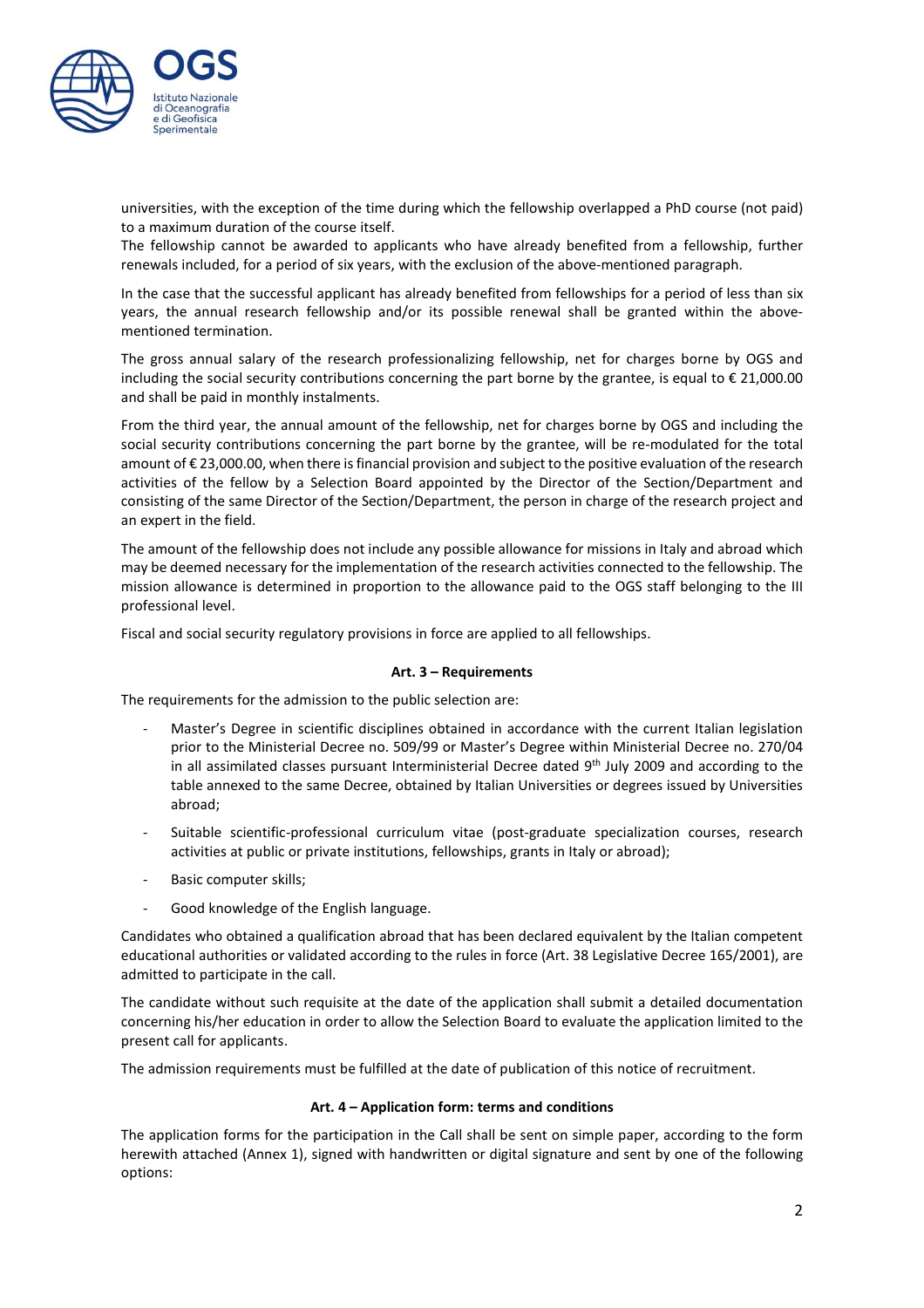universities, with the exception of the time during which the fellowship overlapped a PhD course (not paid) to a maximum duration of the course itself.
The fellowship cannot be awarded to applicants who have already benefited from a fellowship, further renewals included, for a period of six years, with the exclusion of the above-mentioned paragraph.

In the case that the successful applicant has already benefited from fellowships for a period of less than six years, the annual research fellowship and/or its possible renewal shall be granted within the above-mentioned termination.

The gross annual salary of the research professionalizing fellowship, net for charges borne by OGS and including the social security contributions concerning the part borne by the grantee, is equal to € 21,000.00 and shall be paid in monthly instalments.

From the third year, the annual amount of the fellowship, net for charges borne by OGS and including the social security contributions concerning the part borne by the grantee, will be re-modulated for the total amount of € 23,000.00, when there is financial provision and subject to the positive evaluation of the research activities of the fellow by a Selection Board appointed by the Director of the Section/Department and consisting of the same Director of the Section/Department, the person in charge of the research project and an expert in the field.

The amount of the fellowship does not include any possible allowance for missions in Italy and abroad which may be deemed necessary for the implementation of the research activities connected to the fellowship. The mission allowance is determined in proportion to the allowance paid to the OGS staff belonging to the III professional level.

Fiscal and social security regulatory provisions in force are applied to all fellowships.

### Art. 3 – Requirements

The requirements for the admission to the public selection are:

- Master's Degree in scientific disciplines obtained in accordance with the current Italian legislation prior to the Ministerial Decree no. 509/99 or Master's Degree within Ministerial Decree no. 270/04 in all assimilated classes pursuant Interministerial Decree dated 9th July 2009 and according to the table annexed to the same Decree, obtained by Italian Universities or degrees issued by Universities abroad;
- Suitable scientific-professional curriculum vitae (post-graduate specialization courses, research activities at public or private institutions, fellowships, grants in Italy or abroad);
- Basic computer skills;
- Good knowledge of the English language.

Candidates who obtained a qualification abroad that has been declared equivalent by the Italian competent educational authorities or validated according to the rules in force (Art. 38 Legislative Decree 165/2001), are admitted to participate in the call.

The candidate without such requisite at the date of the application shall submit a detailed documentation concerning his/her education in order to allow the Selection Board to evaluate the application limited to the present call for applicants.

The admission requirements must be fulfilled at the date of publication of this notice of recruitment.

### Art. 4 – Application form: terms and conditions

The application forms for the participation in the Call shall be sent on simple paper, according to the form herewith attached (Annex 1), signed with handwritten or digital signature and sent by one of the following options: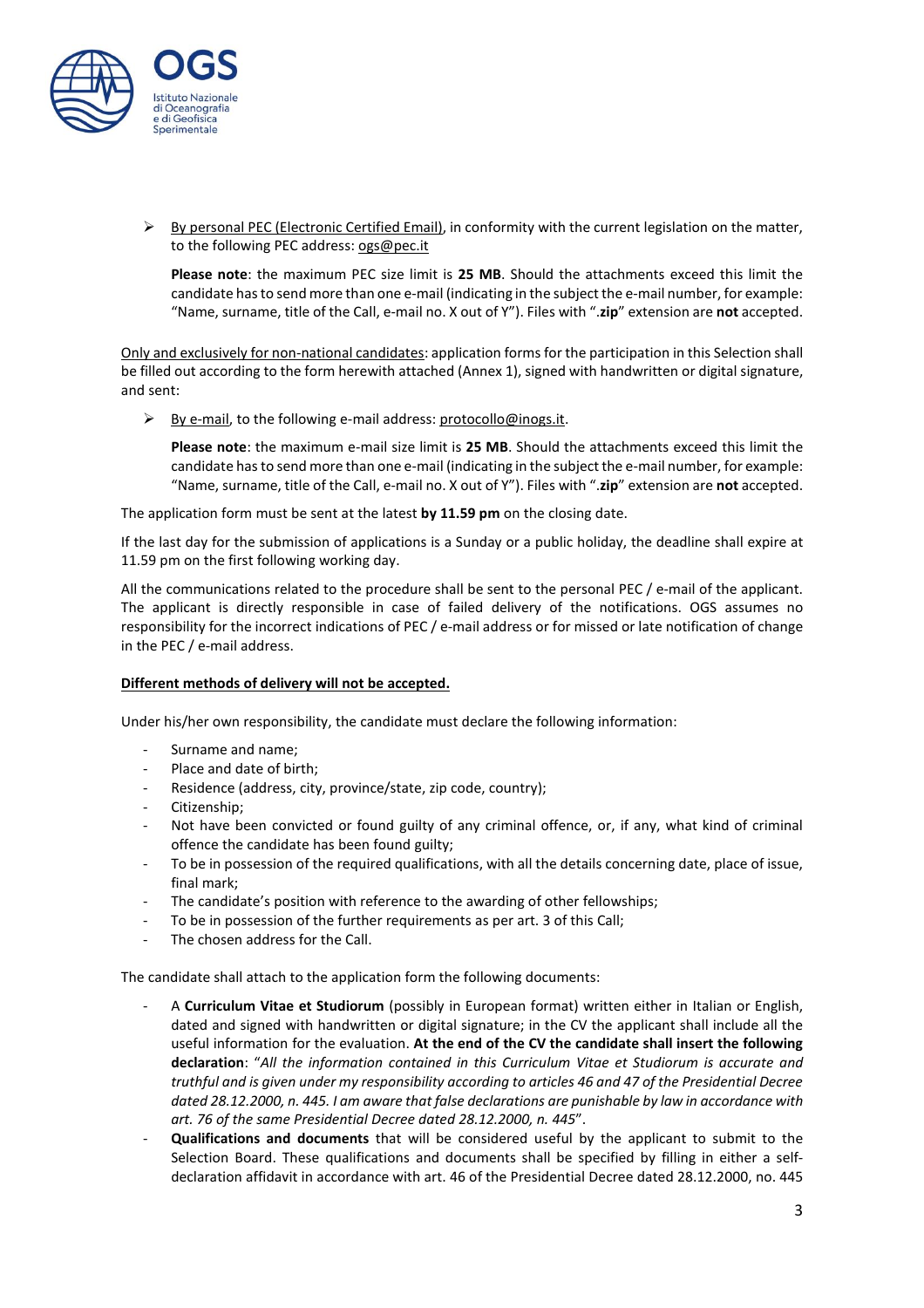- By personal PEC (Electronic Certified Email), in conformity with the current legislation on the matter, to the following PEC address: ogs@pec.it

  **Please note**: the maximum PEC size limit is **25 MB**. Should the attachments exceed this limit the candidate has to send more than one e-mail (indicating in the subject the e-mail number, for example: "Name, surname, title of the Call, e-mail no. X out of Y"). Files with "**.zip**" extension are **not** accepted.

Only and exclusively for non-national candidates: application forms for the participation in this Selection shall be filled out according to the form herewith attached (Annex 1), signed with handwritten or digital signature, and sent:

- By e-mail, to the following e-mail address: protocollo@inogs.it.

  **Please note**: the maximum e-mail size limit is **25 MB**. Should the attachments exceed this limit the candidate has to send more than one e-mail (indicating in the subject the e-mail number, for example: "Name, surname, title of the Call, e-mail no. X out of Y"). Files with "**.zip**" extension are **not** accepted.

The application form must be sent at the latest **by 11.59 pm** on the closing date.

If the last day for the submission of applications is a Sunday or a public holiday, the deadline shall expire at 11.59 pm on the first following working day.

All the communications related to the procedure shall be sent to the personal PEC / e-mail of the applicant. The applicant is directly responsible in case of failed delivery of the notifications. OGS assumes no responsibility for the incorrect indications of PEC / e-mail address or for missed or late notification of change in the PEC / e-mail address.

**Different methods of delivery will not be accepted.**

Under his/her own responsibility, the candidate must declare the following information:

- Surname and name;
- Place and date of birth;
- Residence (address, city, province/state, zip code, country);
- Citizenship;
- Not have been convicted or found guilty of any criminal offence, or, if any, what kind of criminal offence the candidate has been found guilty;
- To be in possession of the required qualifications, with all the details concerning date, place of issue, final mark;
- The candidate's position with reference to the awarding of other fellowships;
- To be in possession of the further requirements as per art. 3 of this Call;
- The chosen address for the Call.

The candidate shall attach to the application form the following documents:

- A **Curriculum Vitae et Studiorum** (possibly in European format) written either in Italian or English, dated and signed with handwritten or digital signature; in the CV the applicant shall include all the useful information for the evaluation. **At the end of the CV the candidate shall insert the following declaration**: "*All the information contained in this Curriculum Vitae et Studiorum is accurate and truthful and is given under my responsibility according to articles 46 and 47 of the Presidential Decree dated 28.12.2000, n. 445. I am aware that false declarations are punishable by law in accordance with art. 76 of the same Presidential Decree dated 28.12.2000, n. 445*".
- **Qualifications and documents** that will be considered useful by the applicant to submit to the Selection Board. These qualifications and documents shall be specified by filling in either a self-declaration affidavit in accordance with art. 46 of the Presidential Decree dated 28.12.2000, no. 445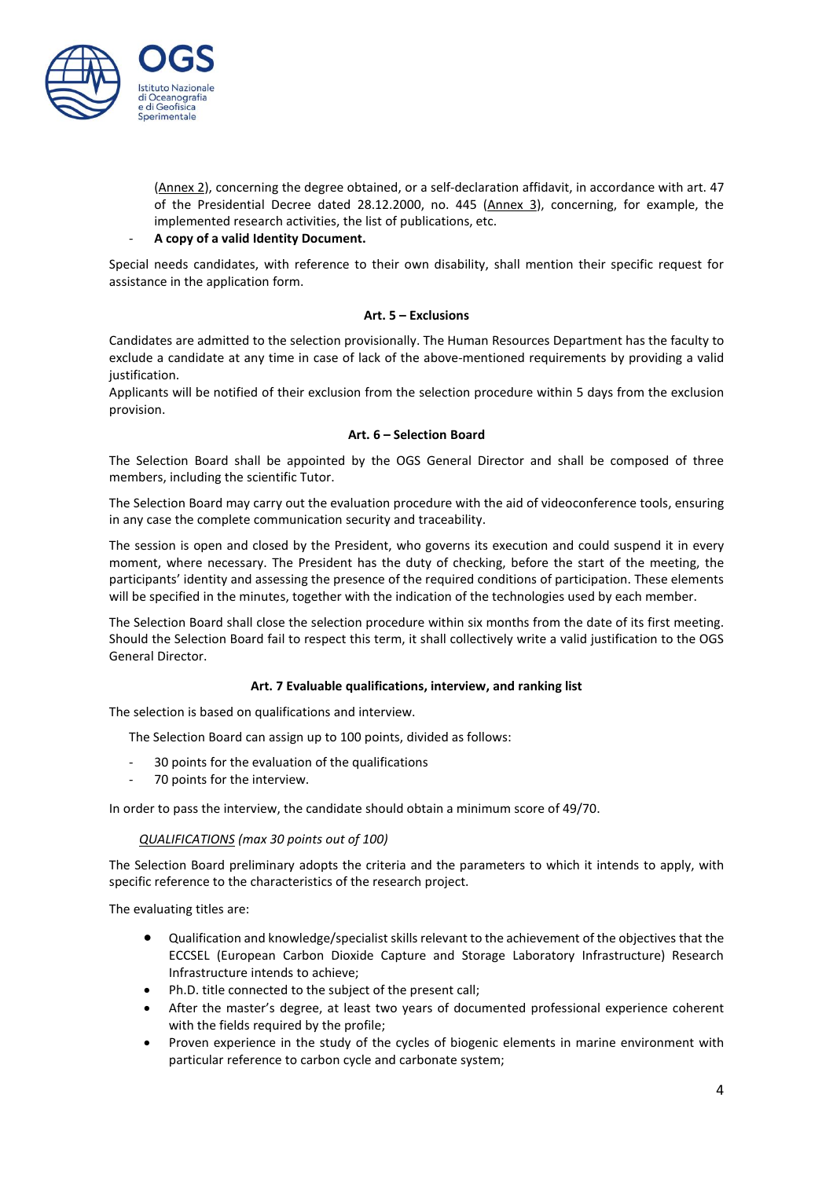(Annex 2), concerning the degree obtained, or a self-declaration affidavit, in accordance with art. 47 of the Presidential Decree dated 28.12.2000, no. 445 (Annex 3), concerning, for example, the implemented research activities, the list of publications, etc.

- **A copy of a valid Identity Document.**

Special needs candidates, with reference to their own disability, shall mention their specific request for assistance in the application form.

### Art. 5 – Exclusions

Candidates are admitted to the selection provisionally. The Human Resources Department has the faculty to exclude a candidate at any time in case of lack of the above-mentioned requirements by providing a valid justification.

Applicants will be notified of their exclusion from the selection procedure within 5 days from the exclusion provision.

### Art. 6 – Selection Board

The Selection Board shall be appointed by the OGS General Director and shall be composed of three members, including the scientific Tutor.

The Selection Board may carry out the evaluation procedure with the aid of videoconference tools, ensuring in any case the complete communication security and traceability.

The session is open and closed by the President, who governs its execution and could suspend it in every moment, where necessary. The President has the duty of checking, before the start of the meeting, the participants' identity and assessing the presence of the required conditions of participation. These elements will be specified in the minutes, together with the indication of the technologies used by each member.

The Selection Board shall close the selection procedure within six months from the date of its first meeting. Should the Selection Board fail to respect this term, it shall collectively write a valid justification to the OGS General Director.

### Art. 7 Evaluable qualifications, interview, and ranking list

The selection is based on qualifications and interview.

The Selection Board can assign up to 100 points, divided as follows:

- 30 points for the evaluation of the qualifications
- 70 points for the interview.

In order to pass the interview, the candidate should obtain a minimum score of 49/70.

*QUALIFICATIONS (max 30 points out of 100)*

The Selection Board preliminary adopts the criteria and the parameters to which it intends to apply, with specific reference to the characteristics of the research project.

The evaluating titles are:

- Qualification and knowledge/specialist skills relevant to the achievement of the objectives that the ECCSEL (European Carbon Dioxide Capture and Storage Laboratory Infrastructure) Research Infrastructure intends to achieve;
- Ph.D. title connected to the subject of the present call;
- After the master's degree, at least two years of documented professional experience coherent with the fields required by the profile;
- Proven experience in the study of the cycles of biogenic elements in marine environment with particular reference to carbon cycle and carbonate system;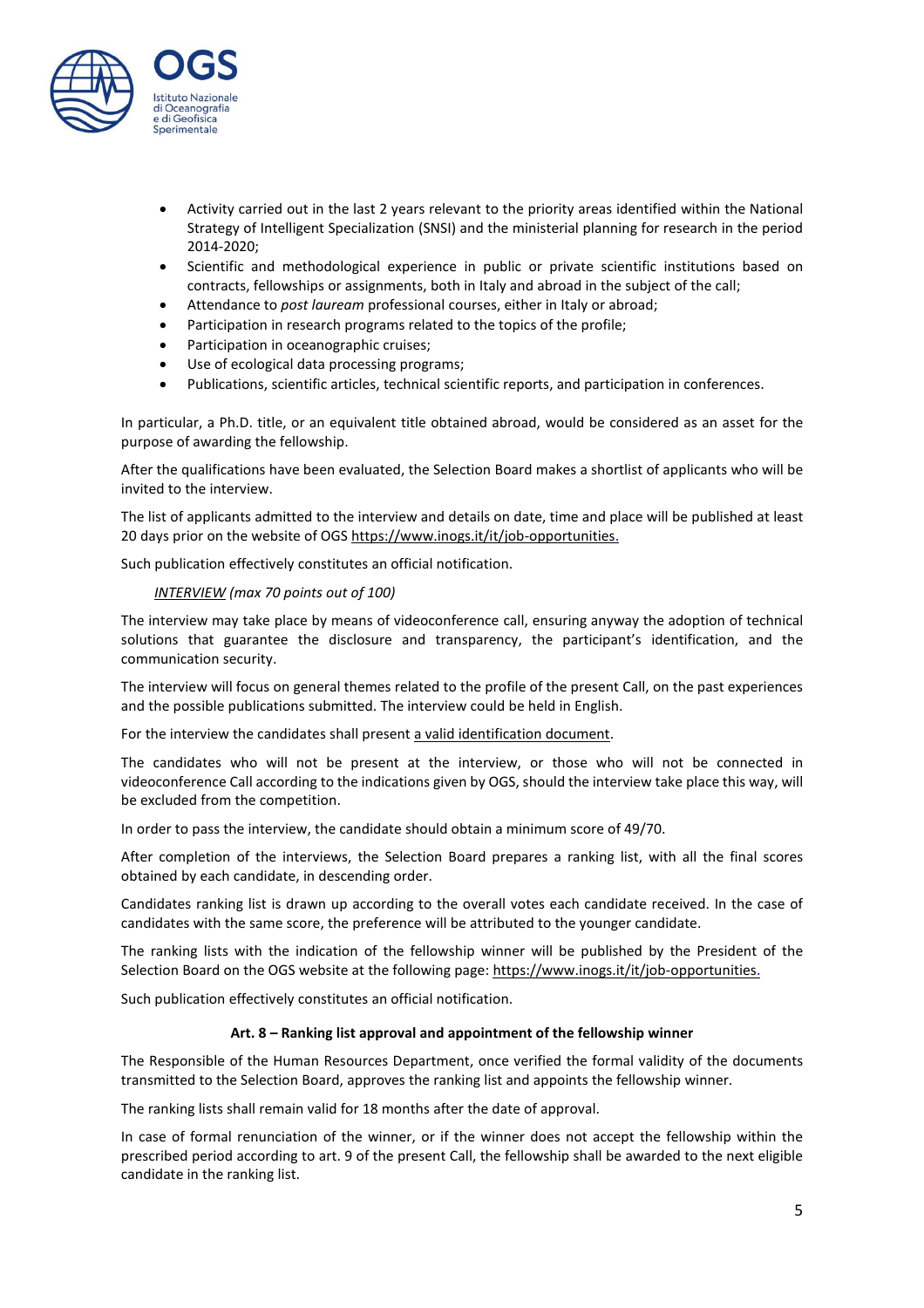- Activity carried out in the last 2 years relevant to the priority areas identified within the National Strategy of Intelligent Specialization (SNSI) and the ministerial planning for research in the period 2014-2020;
- Scientific and methodological experience in public or private scientific institutions based on contracts, fellowships or assignments, both in Italy and abroad in the subject of the call;
- Attendance to *post lauream* professional courses, either in Italy or abroad;
- Participation in research programs related to the topics of the profile;
- Participation in oceanographic cruises;
- Use of ecological data processing programs;
- Publications, scientific articles, technical scientific reports, and participation in conferences.

In particular, a Ph.D. title, or an equivalent title obtained abroad, would be considered as an asset for the purpose of awarding the fellowship.

After the qualifications have been evaluated, the Selection Board makes a shortlist of applicants who will be invited to the interview.

The list of applicants admitted to the interview and details on date, time and place will be published at least 20 days prior on the website of OGS https://www.inogs.it/it/job-opportunities.

Such publication effectively constitutes an official notification.

*INTERVIEW (max 70 points out of 100)*

The interview may take place by means of videoconference call, ensuring anyway the adoption of technical solutions that guarantee the disclosure and transparency, the participant's identification, and the communication security.

The interview will focus on general themes related to the profile of the present Call, on the past experiences and the possible publications submitted. The interview could be held in English.

For the interview the candidates shall present a valid identification document.

The candidates who will not be present at the interview, or those who will not be connected in videoconference Call according to the indications given by OGS, should the interview take place this way, will be excluded from the competition.

In order to pass the interview, the candidate should obtain a minimum score of 49/70.

After completion of the interviews, the Selection Board prepares a ranking list, with all the final scores obtained by each candidate, in descending order.

Candidates ranking list is drawn up according to the overall votes each candidate received. In the case of candidates with the same score, the preference will be attributed to the younger candidate.

The ranking lists with the indication of the fellowship winner will be published by the President of the Selection Board on the OGS website at the following page: https://www.inogs.it/it/job-opportunities.

Such publication effectively constitutes an official notification.

**Art. 8 – Ranking list approval and appointment of the fellowship winner**

The Responsible of the Human Resources Department, once verified the formal validity of the documents transmitted to the Selection Board, approves the ranking list and appoints the fellowship winner.

The ranking lists shall remain valid for 18 months after the date of approval.

In case of formal renunciation of the winner, or if the winner does not accept the fellowship within the prescribed period according to art. 9 of the present Call, the fellowship shall be awarded to the next eligible candidate in the ranking list.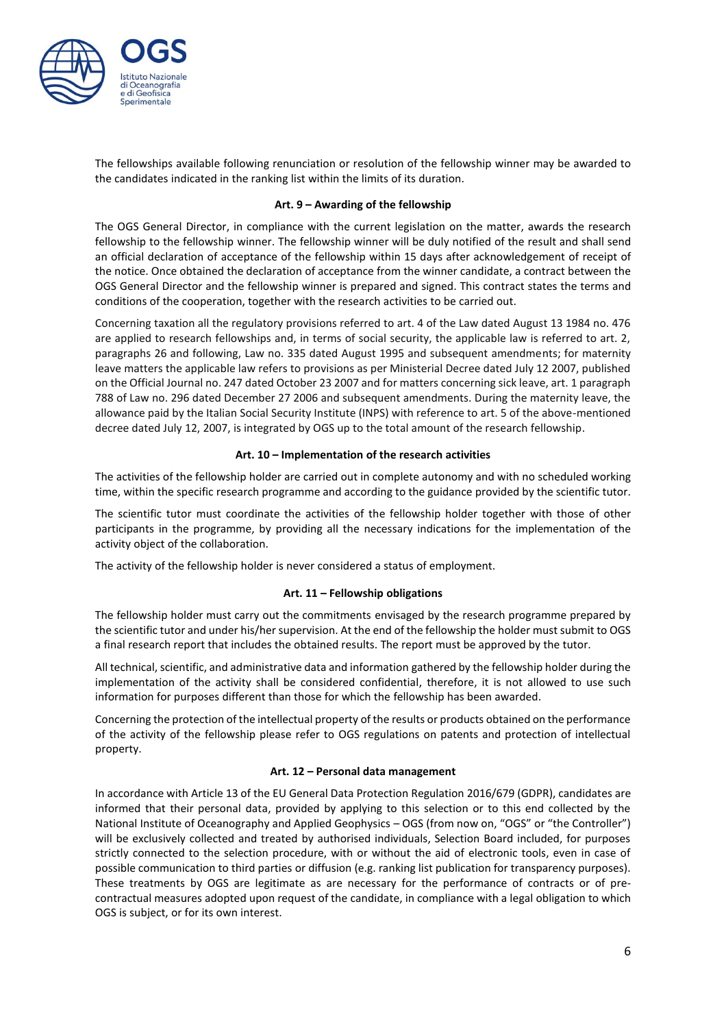The fellowships available following renunciation or resolution of the fellowship winner may be awarded to the candidates indicated in the ranking list within the limits of its duration.

**Art. 9 – Awarding of the fellowship**

The OGS General Director, in compliance with the current legislation on the matter, awards the research fellowship to the fellowship winner. The fellowship winner will be duly notified of the result and shall send an official declaration of acceptance of the fellowship within 15 days after acknowledgement of receipt of the notice. Once obtained the declaration of acceptance from the winner candidate, a contract between the OGS General Director and the fellowship winner is prepared and signed. This contract states the terms and conditions of the cooperation, together with the research activities to be carried out.

Concerning taxation all the regulatory provisions referred to art. 4 of the Law dated August 13 1984 no. 476 are applied to research fellowships and, in terms of social security, the applicable law is referred to art. 2, paragraphs 26 and following, Law no. 335 dated August 1995 and subsequent amendments; for maternity leave matters the applicable law refers to provisions as per Ministerial Decree dated July 12 2007, published on the Official Journal no. 247 dated October 23 2007 and for matters concerning sick leave, art. 1 paragraph 788 of Law no. 296 dated December 27 2006 and subsequent amendments. During the maternity leave, the allowance paid by the Italian Social Security Institute (INPS) with reference to art. 5 of the above-mentioned decree dated July 12, 2007, is integrated by OGS up to the total amount of the research fellowship.

**Art. 10 – Implementation of the research activities**

The activities of the fellowship holder are carried out in complete autonomy and with no scheduled working time, within the specific research programme and according to the guidance provided by the scientific tutor.

The scientific tutor must coordinate the activities of the fellowship holder together with those of other participants in the programme, by providing all the necessary indications for the implementation of the activity object of the collaboration.

The activity of the fellowship holder is never considered a status of employment.

**Art. 11 – Fellowship obligations**

The fellowship holder must carry out the commitments envisaged by the research programme prepared by the scientific tutor and under his/her supervision. At the end of the fellowship the holder must submit to OGS a final research report that includes the obtained results. The report must be approved by the tutor.

All technical, scientific, and administrative data and information gathered by the fellowship holder during the implementation of the activity shall be considered confidential, therefore, it is not allowed to use such information for purposes different than those for which the fellowship has been awarded.

Concerning the protection of the intellectual property of the results or products obtained on the performance of the activity of the fellowship please refer to OGS regulations on patents and protection of intellectual property.

**Art. 12 – Personal data management**

In accordance with Article 13 of the EU General Data Protection Regulation 2016/679 (GDPR), candidates are informed that their personal data, provided by applying to this selection or to this end collected by the National Institute of Oceanography and Applied Geophysics – OGS (from now on, "OGS" or "the Controller") will be exclusively collected and treated by authorised individuals, Selection Board included, for purposes strictly connected to the selection procedure, with or without the aid of electronic tools, even in case of possible communication to third parties or diffusion (e.g. ranking list publication for transparency purposes). These treatments by OGS are legitimate as are necessary for the performance of contracts or of pre-contractual measures adopted upon request of the candidate, in compliance with a legal obligation to which OGS is subject, or for its own interest.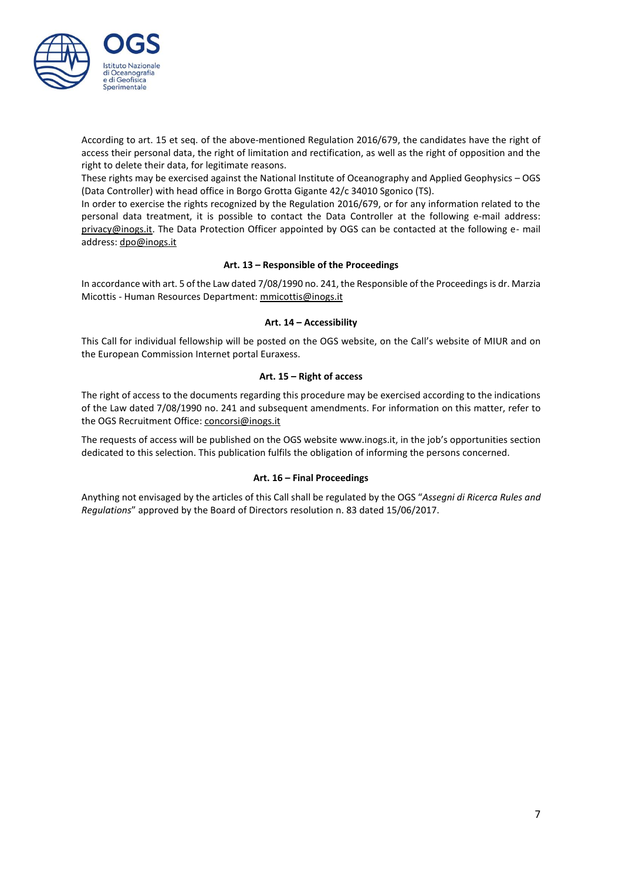According to art. 15 et seq. of the above-mentioned Regulation 2016/679, the candidates have the right of access their personal data, the right of limitation and rectification, as well as the right of opposition and the right to delete their data, for legitimate reasons.

These rights may be exercised against the National Institute of Oceanography and Applied Geophysics – OGS (Data Controller) with head office in Borgo Grotta Gigante 42/c 34010 Sgonico (TS).

In order to exercise the rights recognized by the Regulation 2016/679, or for any information related to the personal data treatment, it is possible to contact the Data Controller at the following e-mail address: privacy@inogs.it. The Data Protection Officer appointed by OGS can be contacted at the following e- mail address: dpo@inogs.it

### Art. 13 – Responsible of the Proceedings

In accordance with art. 5 of the Law dated 7/08/1990 no. 241, the Responsible of the Proceedings is dr. Marzia Micottis - Human Resources Department: mmicottis@inogs.it

### Art. 14 – Accessibility

This Call for individual fellowship will be posted on the OGS website, on the Call's website of MIUR and on the European Commission Internet portal Euraxess.

### Art. 15 – Right of access

The right of access to the documents regarding this procedure may be exercised according to the indications of the Law dated 7/08/1990 no. 241 and subsequent amendments. For information on this matter, refer to the OGS Recruitment Office: concorsi@inogs.it

The requests of access will be published on the OGS website www.inogs.it, in the job's opportunities section dedicated to this selection. This publication fulfils the obligation of informing the persons concerned.

### Art. 16 – Final Proceedings

Anything not envisaged by the articles of this Call shall be regulated by the OGS "*Assegni di Ricerca Rules and Regulations*" approved by the Board of Directors resolution n. 83 dated 15/06/2017.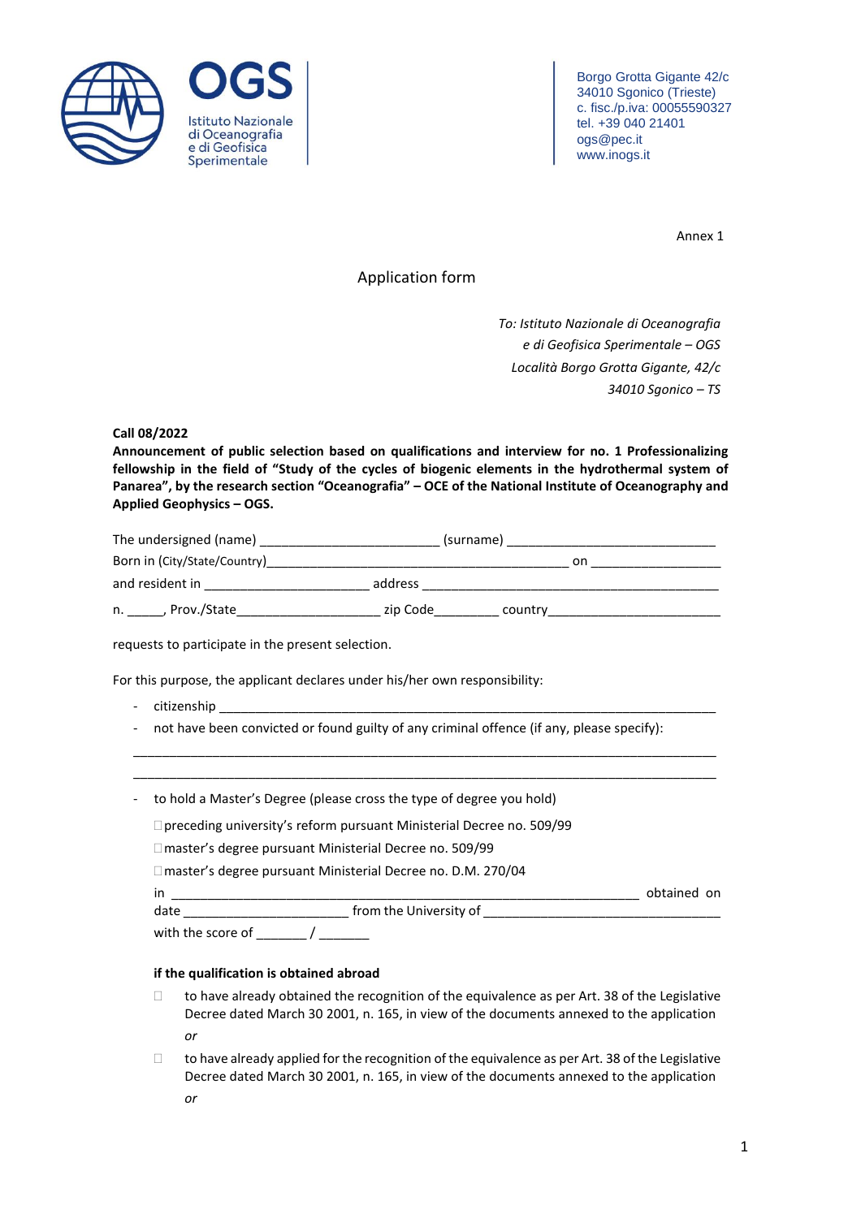Borgo Grotta Gigante 42/c
34010 Sgonico (Trieste)
c. fisc./p.iva: 00055590327
tel. +39 040 21401
ogs@pec.it
www.inogs.it

Annex 1

# Application form

*To: Istituto Nazionale di Oceanografia e di Geofisica Sperimentale – OGS*
*Località Borgo Grotta Gigante, 42/c*
*34010 Sgonico – TS*

**Call 08/2022**

**Announcement of public selection based on qualifications and interview for no. 1 Professionalizing fellowship in the field of "Study of the cycles of biogenic elements in the hydrothermal system of Panarea", by the research section "Oceanografia" – OCE of the National Institute of Oceanography and Applied Geophysics – OGS.**

The undersigned (name) ________________________ (surname) ____________________________

Born in (City/State/Country)________________________________________ on __________________

and resident in ______________________ address ________________________________________

n. _____, Prov./State____________________ zip Code_________ country________________________

requests to participate in the present selection.

For this purpose, the applicant declares under his/her own responsibility:

- citizenship ______________________________________________________________________
- not have been convicted or found guilty of any criminal offence (if any, please specify):

______________________________________________________________________________

______________________________________________________________________________

- to hold a Master's Degree (please cross the type of degree you hold)

  ☐ preceding university's reform pursuant Ministerial Decree no. 509/99

  ☐ master's degree pursuant Ministerial Decree no. 509/99

  ☐ master's degree pursuant Ministerial Decree no. D.M. 270/04

  in _____________________________________________________________ obtained on date ______________________ from the University of ________________________________

  with the score of _______ / _______

  **if the qualification is obtained abroad**

  ☐ to have already obtained the recognition of the equivalence as per Art. 38 of the Legislative Decree dated March 30 2001, n. 165, in view of the documents annexed to the application

  *or*

  ☐ to have already applied for the recognition of the equivalence as per Art. 38 of the Legislative Decree dated March 30 2001, n. 165, in view of the documents annexed to the application

  *or*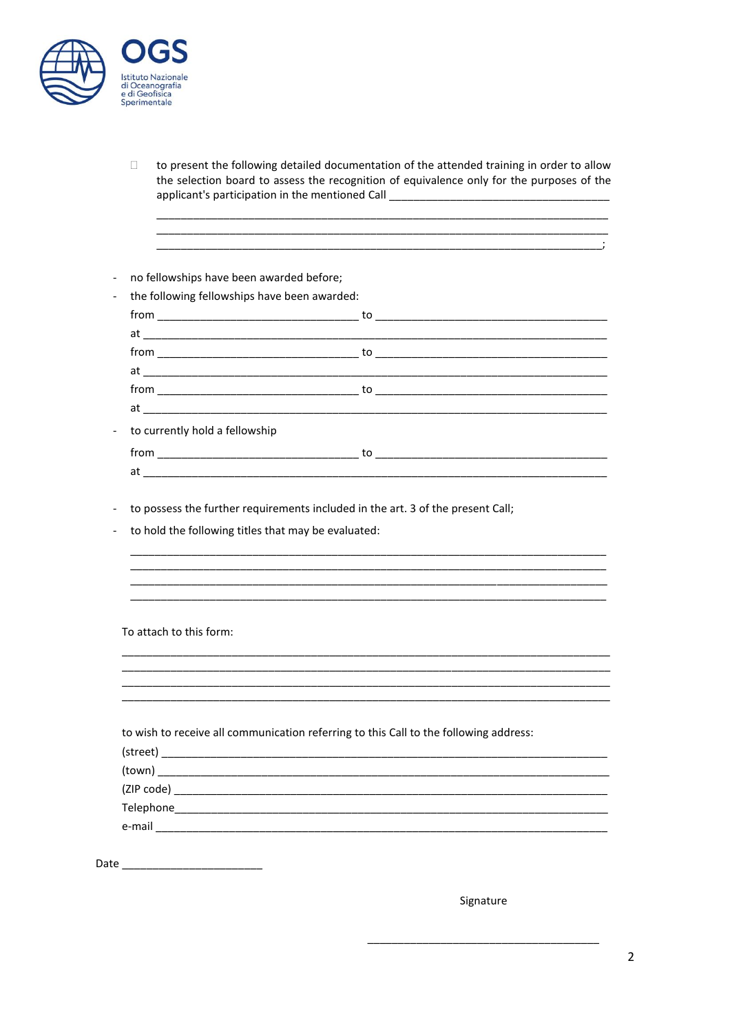- ☐ to present the following detailed documentation of the attended training in order to allow the selection board to assess the recognition of equivalence only for the purposes of the applicant's participation in the mentioned Call ___________________________________

  ___________________________________________________________________________

  ___________________________________________________________________________

  __________________________________________________________________________;

- no fellowships have been awarded before;
- the following fellowships have been awarded:

  from _______________________________ to _____________________________________

  at __________________________________________________________________________

  from _______________________________ to _____________________________________

  at __________________________________________________________________________

  from _______________________________ to _____________________________________

  at __________________________________________________________________________

- to currently hold a fellowship

  from _______________________________ to _____________________________________

  at __________________________________________________________________________

- to possess the further requirements included in the art. 3 of the present Call;
- to hold the following titles that may be evaluated:

  ___________________________________________________________________________

  ___________________________________________________________________________

  ___________________________________________________________________________

  ___________________________________________________________________________

To attach to this form:

___________________________________________________________________________

___________________________________________________________________________

___________________________________________________________________________

___________________________________________________________________________

to wish to receive all communication referring to this Call to the following address:

(street) ___________________________________________________________________

(town) ____________________________________________________________________

(ZIP code) _________________________________________________________________

Telephone__________________________________________________________________

e-mail _____________________________________________________________________

Date ______________________

Signature

___________________________________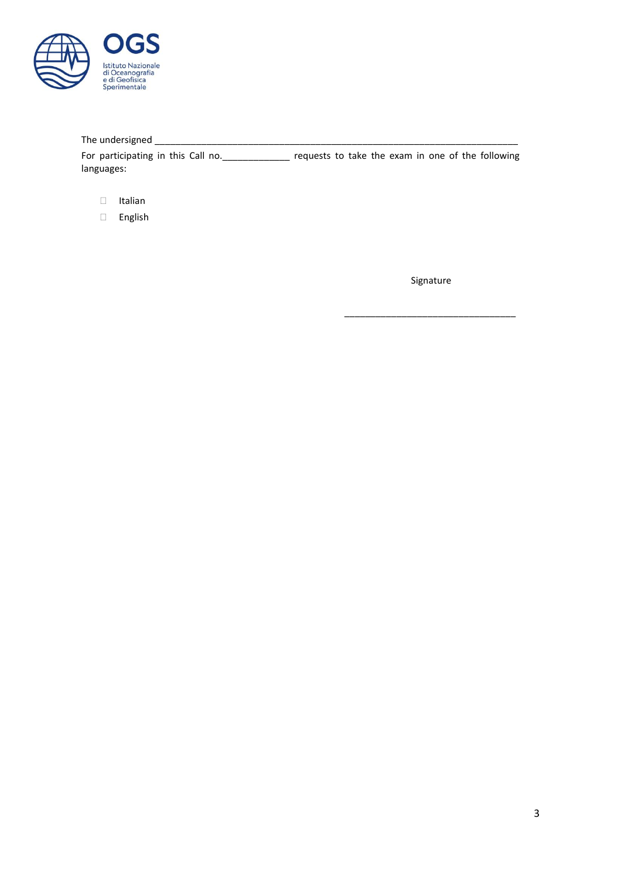The undersigned ________________________________________________________________________

For participating in this Call no.____________ requests to take the exam in one of the following languages:

- ☐ Italian
- ☐ English

Signature

________________________________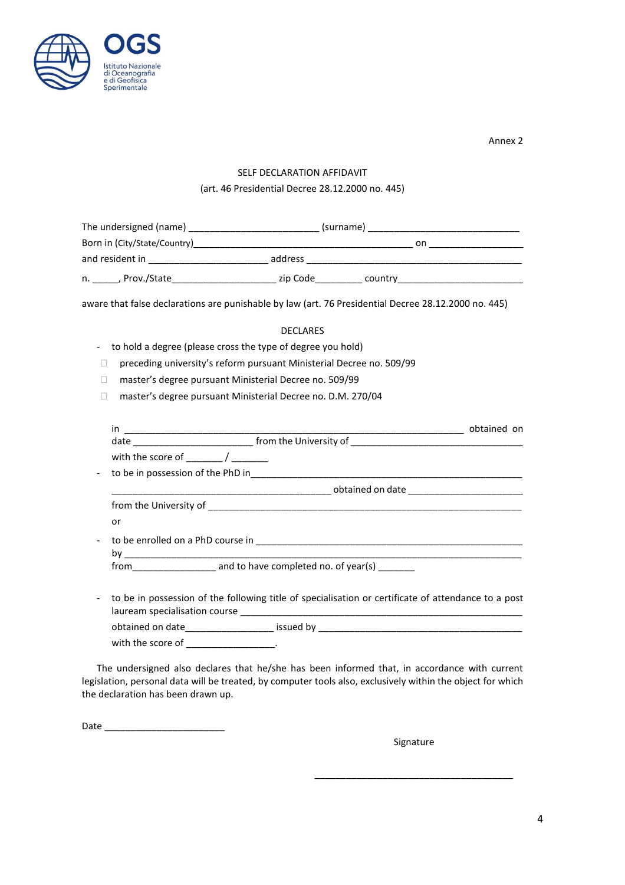OGS

Istituto Nazionale di Oceanografia e di Geofisica Sperimentale

Annex 2

SELF DECLARATION AFFIDAVIT

(art. 46 Presidential Decree 28.12.2000 no. 445)

The undersigned (name) ________________________ (surname) ____________________________

Born in (City/State/Country)________________________________________ on __________________

and resident in ______________________ address ________________________________________

n. _____, Prov./State____________________ zip Code_________ country________________________

aware that false declarations are punishable by law (art. 76 Presidential Decree 28.12.2000 no. 445)

DECLARES

- to hold a degree (please cross the type of degree you hold)
  - ☐ preceding university's reform pursuant Ministerial Decree no. 509/99
  - ☐ master's degree pursuant Ministerial Decree no. 509/99
  - ☐ master's degree pursuant Ministerial Decree no. D.M. 270/04

  in _______________________________________________________________ obtained on date ______________________ from the University of ________________________________

  with the score of _______ / _______

- to be in possession of the PhD in_______________________________________________________ _________________________________________ obtained on date ______________________

  from the University of ___________________________________________________________

  or

- to be enrolled on a PhD course in ______________________________________________________ by ______________________________________________________________________________ from________________ and to have completed no. of year(s) _______

- to be in possession of the following title of specialisation or certificate of attendance to a post lauream specialisation course ____________________________________________________

  obtained on date_________________ issued by ________________________________________

  with the score of _________________.

The undersigned also declares that he/she has been informed that, in accordance with current legislation, personal data will be treated, by computer tools also, exclusively within the object for which the declaration has been drawn up.

Date _______________________

Signature

_______________________________________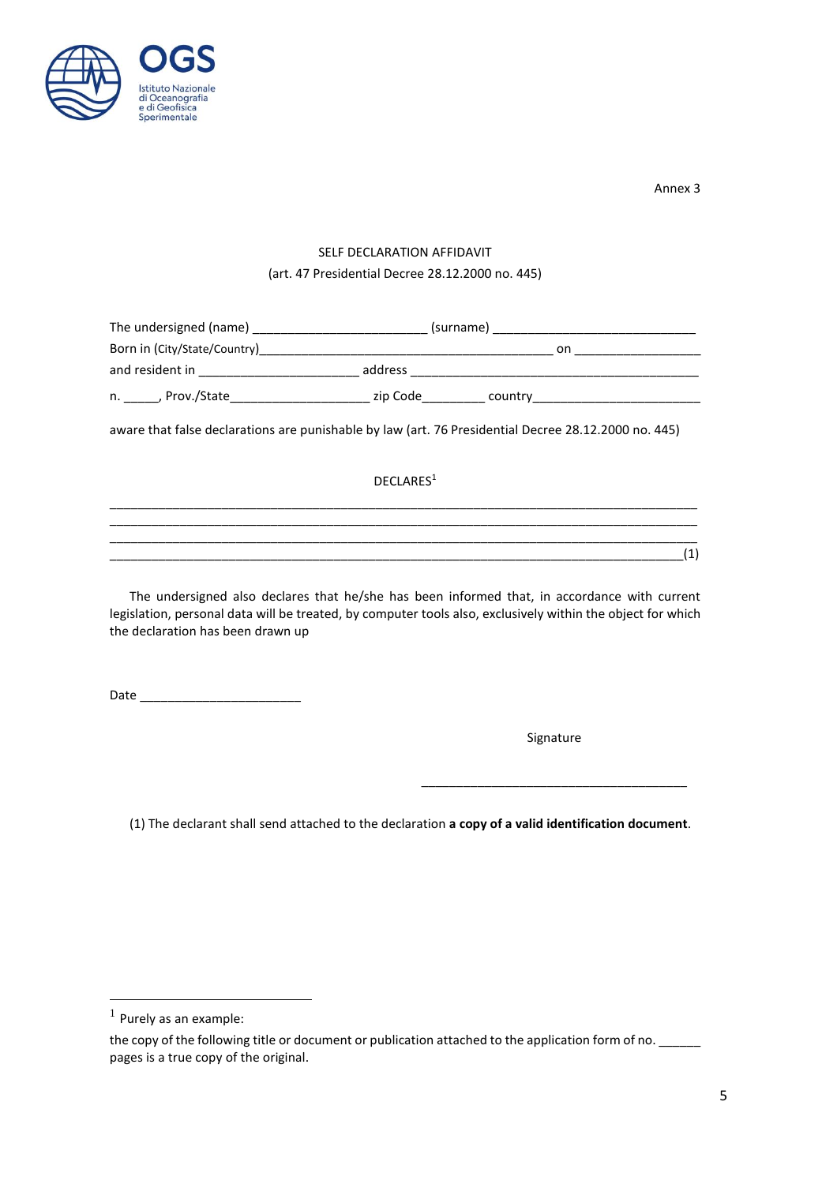OGS
Istituto Nazionale di Oceanografia e di Geofisica Sperimentale

Annex 3

SELF DECLARATION AFFIDAVIT
(art. 47 Presidential Decree 28.12.2000 no. 445)

The undersigned (name) ________________________ (surname) ____________________________
Born in (City/State/Country)________________________________________ on _________________
and resident in ______________________ address _______________________________________
n. _____, Prov./State___________________ zip Code________ country______________________

aware that false declarations are punishable by law (art. 76 Presidential Decree 28.12.2000 no. 445)

DECLARES[1]

________________________________________________________________________________
________________________________________________________________________________
________________________________________________________________________________
________________________________________________________________________________(1)

The undersigned also declares that he/she has been informed that, in accordance with current legislation, personal data will be treated, by computer tools also, exclusively within the object for which the declaration has been drawn up

Date ______________________

Signature

____________________________________

(1) The declarant shall send attached to the declaration **a copy of a valid identification document**.

[1] Purely as an example:

the copy of the following title or document or publication attached to the application form of no. ______ pages is a true copy of the original.